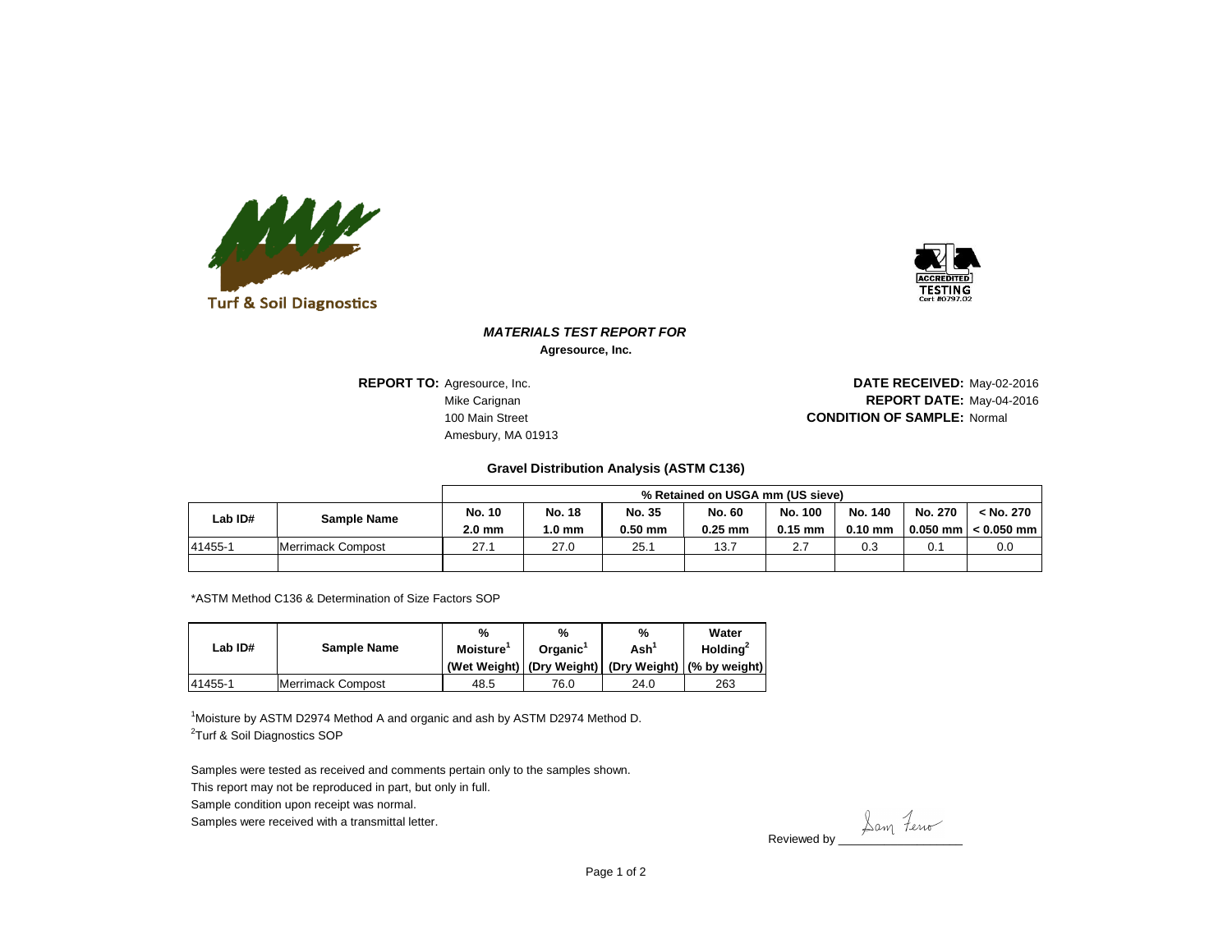Turf & Soil Diagnostics

ACCREDITED TESTING Cert #0797.02

## *MATERIALS TEST REPORT FOR*

**Agresource, Inc.**

**REPORT TO:** Agresource, Inc.
Mike Carignan
100 Main Street
Amesbury, MA 01913

**DATE RECEIVED:** May-02-2016
**REPORT DATE:** May-04-2016
**CONDITION OF SAMPLE:** Normal

### Gravel Distribution Analysis (ASTM C136)

| Lab ID# | Sample Name | % Retained on USGA mm (US sieve) | | | | | | | |
|---|---|---|---|---|---|---|---|---|---|
| | | No. 10 2.0 mm | No. 18 1.0 mm | No. 35 0.50 mm | No. 60 0.25 mm | No. 100 0.15 mm | No. 140 0.10 mm | No. 270 0.050 mm | < No. 270 < 0.050 mm |
| 41455-1 | Merrimack Compost | 27.1 | 27.0 | 25.1 | 13.7 | 2.7 | 0.3 | 0.1 | 0.0 |
| | | | | | | | | | |

*ASTM Method C136 & Determination of Size Factors SOP

| Lab ID# | Sample Name | % Moisture[1] (Wet Weight) | % Organic[1] (Dry Weight) | % Ash[1] (Dry Weight) | Water Holding[2] (% by weight) |
|---|---|---|---|---|---|
| 41455-1 | Merrimack Compost | 48.5 | 76.0 | 24.0 | 263 |

[1]Moisture by ASTM D2974 Method A and organic and ash by ASTM D2974 Method D.
[2]Turf & Soil Diagnostics SOP

Samples were tested as received and comments pertain only to the samples shown.
This report may not be reproduced in part, but only in full.
Sample condition upon receipt was normal.
Samples were received with a transmittal letter.

Reviewed by Sam Ferro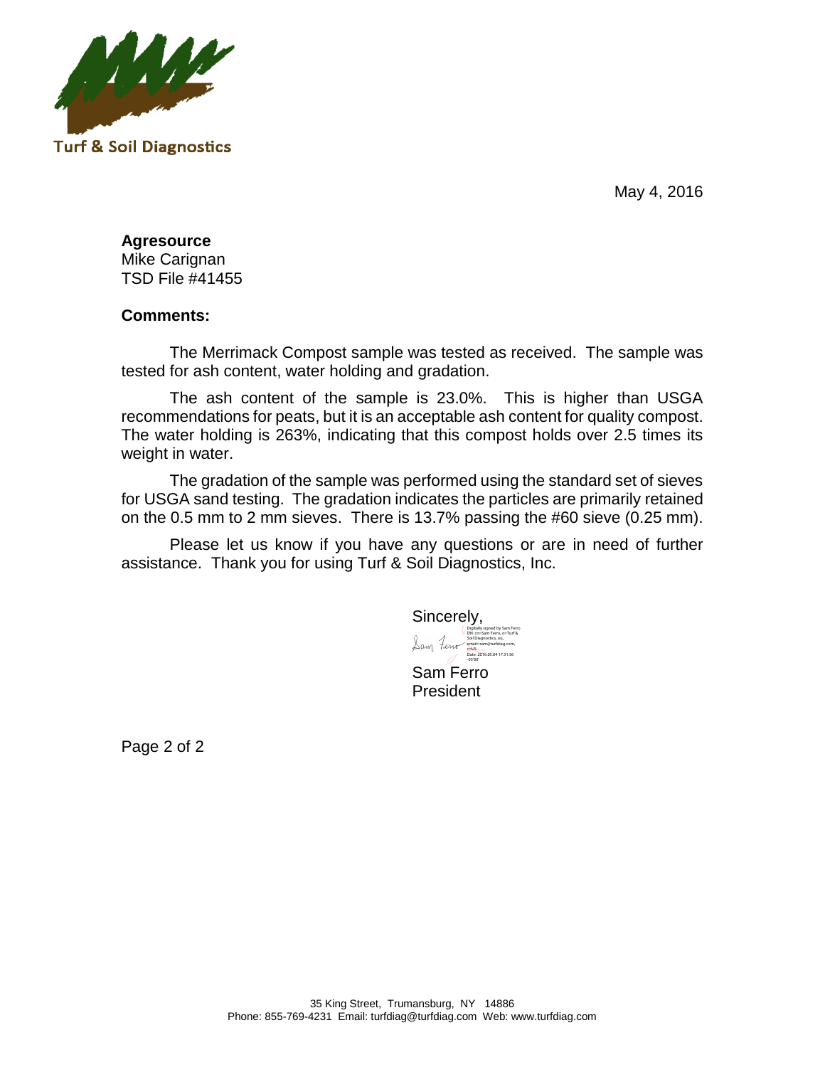Turf & Soil Diagnostics

May 4, 2016

**Agresource**
Mike Carignan
TSD File #41455

**Comments:**

The Merrimack Compost sample was tested as received. The sample was tested for ash content, water holding and gradation.

The ash content of the sample is 23.0%. This is higher than USGA recommendations for peats, but it is an acceptable ash content for quality compost. The water holding is 263%, indicating that this compost holds over 2.5 times its weight in water.

The gradation of the sample was performed using the standard set of sieves for USGA sand testing. The gradation indicates the particles are primarily retained on the 0.5 mm to 2 mm sieves. There is 13.7% passing the #60 sieve (0.25 mm).

Please let us know if you have any questions or are in need of further assistance. Thank you for using Turf & Soil Diagnostics, Inc.

Sincerely,

Sam Ferro

Digitally signed by Sam Ferro
DN: cn=Sam Ferro, o=Turf & Soil Diagnostics, ou, email=sam@turfdiag.com, c=US
Date: 2016.05.04 17:31:56 -05'00'

Sam Ferro
President

35 King Street, Trumansburg, NY 14886
Phone: 855-769-4231 Email: turfdiag@turfdiag.com Web: www.turfdiag.com